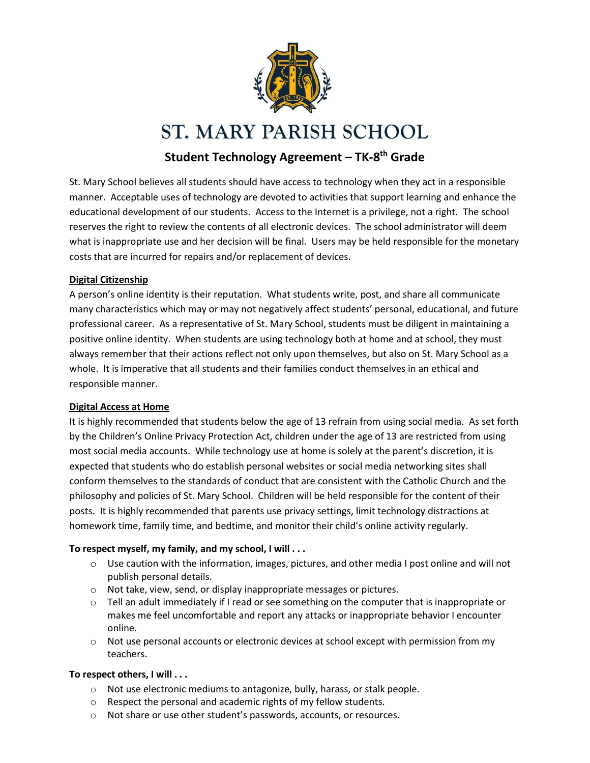# ST. MARY PARISH SCHOOL

## Student Technology Agreement – TK-8th Grade

St. Mary School believes all students should have access to technology when they act in a responsible manner. Acceptable uses of technology are devoted to activities that support learning and enhance the educational development of our students. Access to the Internet is a privilege, not a right. The school reserves the right to review the contents of all electronic devices. The school administrator will deem what is inappropriate use and her decision will be final. Users may be held responsible for the monetary costs that are incurred for repairs and/or replacement of devices.

**Digital Citizenship**

A person's online identity is their reputation. What students write, post, and share all communicate many characteristics which may or may not negatively affect students' personal, educational, and future professional career. As a representative of St. Mary School, students must be diligent in maintaining a positive online identity. When students are using technology both at home and at school, they must always remember that their actions reflect not only upon themselves, but also on St. Mary School as a whole. It is imperative that all students and their families conduct themselves in an ethical and responsible manner.

**Digital Access at Home**

It is highly recommended that students below the age of 13 refrain from using social media. As set forth by the Children's Online Privacy Protection Act, children under the age of 13 are restricted from using most social media accounts. While technology use at home is solely at the parent's discretion, it is expected that students who do establish personal websites or social media networking sites shall conform themselves to the standards of conduct that are consistent with the Catholic Church and the philosophy and policies of St. Mary School. Children will be held responsible for the content of their posts. It is highly recommended that parents use privacy settings, limit technology distractions at homework time, family time, and bedtime, and monitor their child's online activity regularly.

**To respect myself, my family, and my school, I will . . .**

- Use caution with the information, images, pictures, and other media I post online and will not publish personal details.
- Not take, view, send, or display inappropriate messages or pictures.
- Tell an adult immediately if I read or see something on the computer that is inappropriate or makes me feel uncomfortable and report any attacks or inappropriate behavior I encounter online.
- Not use personal accounts or electronic devices at school except with permission from my teachers.

**To respect others, I will . . .**

- Not use electronic mediums to antagonize, bully, harass, or stalk people.
- Respect the personal and academic rights of my fellow students.
- Not share or use other student's passwords, accounts, or resources.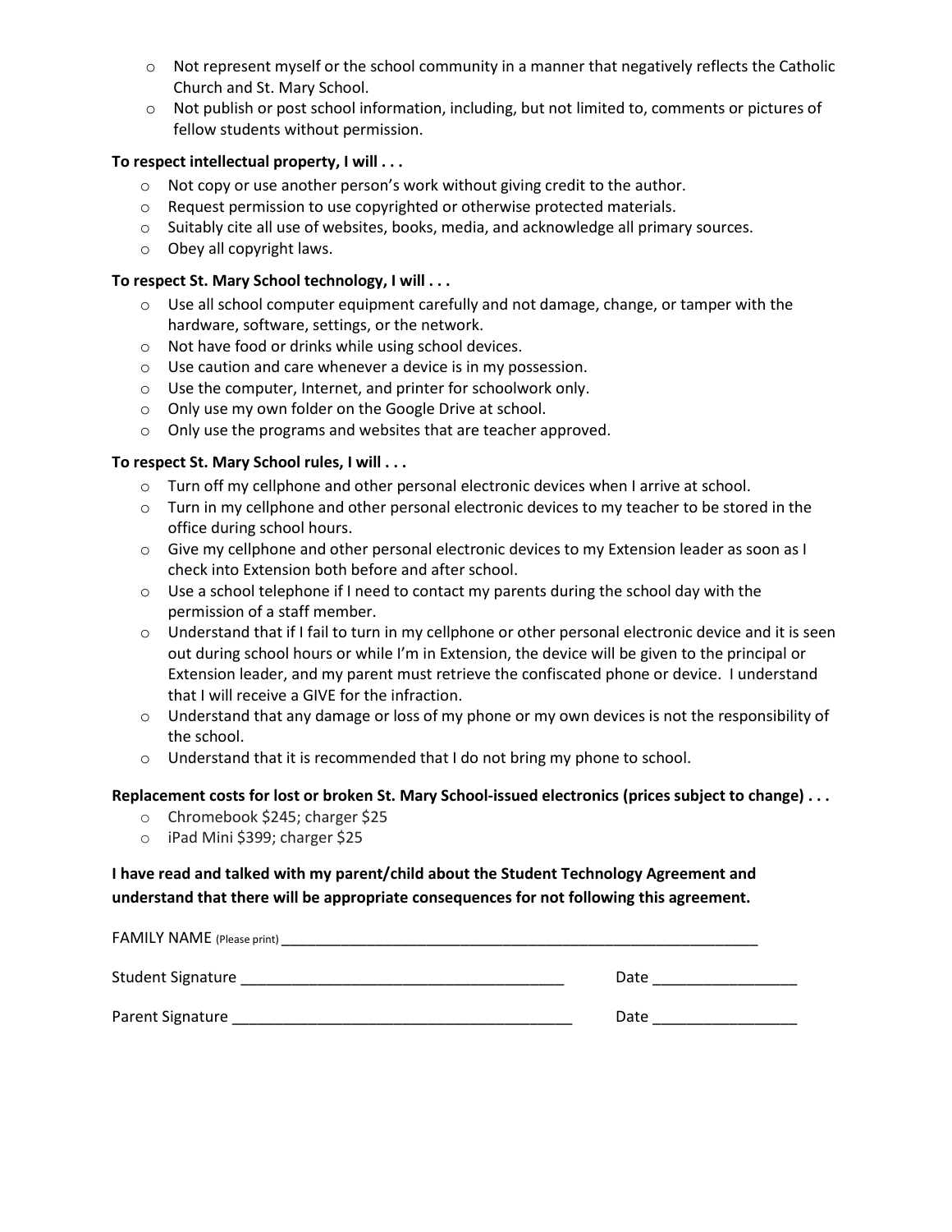- Not represent myself or the school community in a manner that negatively reflects the Catholic Church and St. Mary School.
- Not publish or post school information, including, but not limited to, comments or pictures of fellow students without permission.

**To respect intellectual property, I will . . .**

- Not copy or use another person's work without giving credit to the author.
- Request permission to use copyrighted or otherwise protected materials.
- Suitably cite all use of websites, books, media, and acknowledge all primary sources.
- Obey all copyright laws.

**To respect St. Mary School technology, I will . . .**

- Use all school computer equipment carefully and not damage, change, or tamper with the hardware, software, settings, or the network.
- Not have food or drinks while using school devices.
- Use caution and care whenever a device is in my possession.
- Use the computer, Internet, and printer for schoolwork only.
- Only use my own folder on the Google Drive at school.
- Only use the programs and websites that are teacher approved.

**To respect St. Mary School rules, I will . . .**

- Turn off my cellphone and other personal electronic devices when I arrive at school.
- Turn in my cellphone and other personal electronic devices to my teacher to be stored in the office during school hours.
- Give my cellphone and other personal electronic devices to my Extension leader as soon as I check into Extension both before and after school.
- Use a school telephone if I need to contact my parents during the school day with the permission of a staff member.
- Understand that if I fail to turn in my cellphone or other personal electronic device and it is seen out during school hours or while I'm in Extension, the device will be given to the principal or Extension leader, and my parent must retrieve the confiscated phone or device. I understand that I will receive a GIVE for the infraction.
- Understand that any damage or loss of my phone or my own devices is not the responsibility of the school.
- Understand that it is recommended that I do not bring my phone to school.

**Replacement costs for lost or broken St. Mary School-issued electronics (prices subject to change) . . .**

- Chromebook $245; charger $25
- iPad Mini $399; charger $25

**I have read and talked with my parent/child about the Student Technology Agreement and understand that there will be appropriate consequences for not following this agreement.**

FAMILY NAME (Please print) ____________________________________________________________

Student Signature ______________________________________ Date _________________

Parent Signature ________________________________________ Date _________________